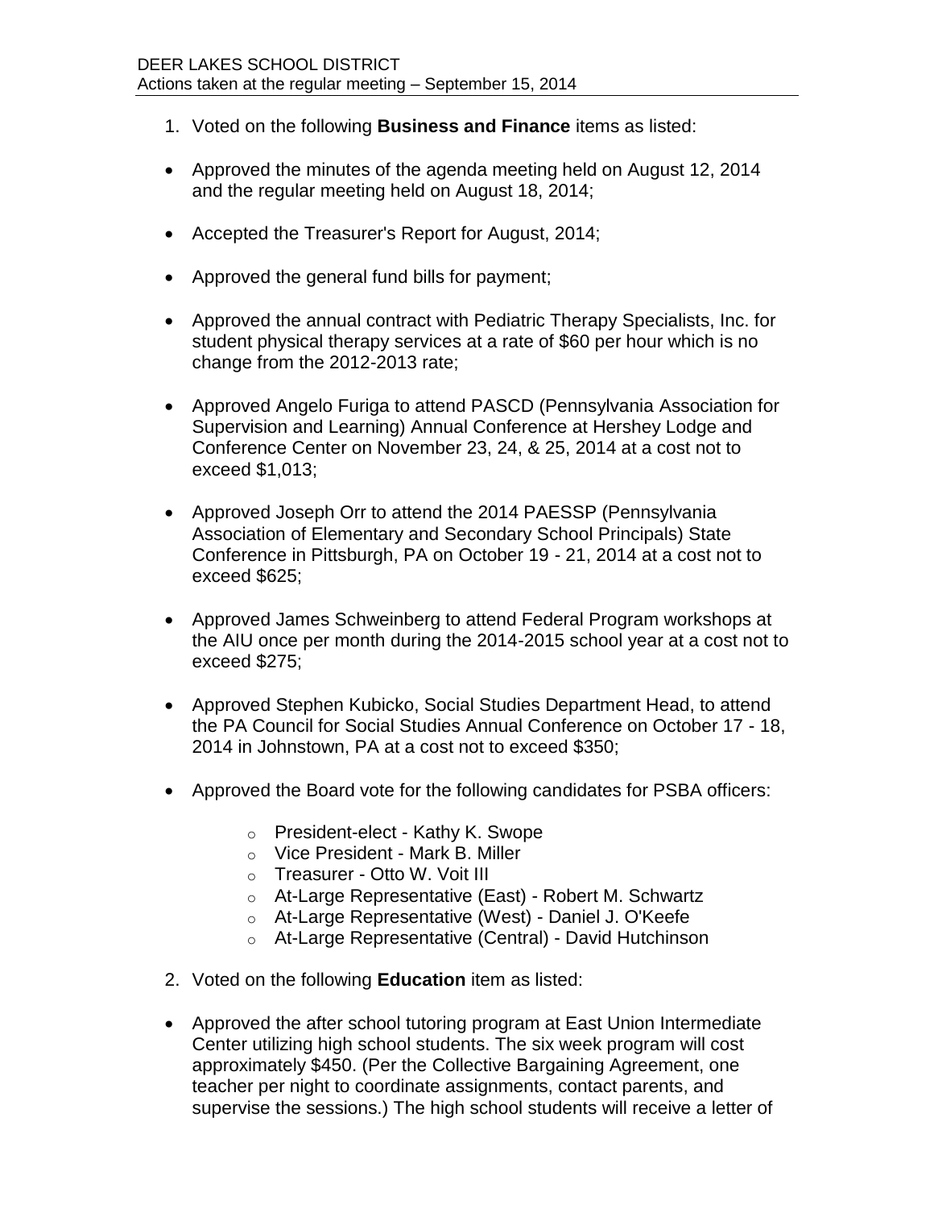DEER LAKES SCHOOL DISTRICT
Actions taken at the regular meeting – September 15, 2014

1. Voted on the following **Business and Finance** items as listed:

- Approved the minutes of the agenda meeting held on August 12, 2014 and the regular meeting held on August 18, 2014;
- Accepted the Treasurer's Report for August, 2014;
- Approved the general fund bills for payment;
- Approved the annual contract with Pediatric Therapy Specialists, Inc. for student physical therapy services at a rate of $60 per hour which is no change from the 2012-2013 rate;
- Approved Angelo Furiga to attend PASCD (Pennsylvania Association for Supervision and Learning) Annual Conference at Hershey Lodge and Conference Center on November 23, 24, & 25, 2014 at a cost not to exceed $1,013;
- Approved Joseph Orr to attend the 2014 PAESSP (Pennsylvania Association of Elementary and Secondary School Principals) State Conference in Pittsburgh, PA on October 19 - 21, 2014 at a cost not to exceed $625;
- Approved James Schweinberg to attend Federal Program workshops at the AIU once per month during the 2014-2015 school year at a cost not to exceed $275;
- Approved Stephen Kubicko, Social Studies Department Head, to attend the PA Council for Social Studies Annual Conference on October 17 - 18, 2014 in Johnstown, PA at a cost not to exceed $350;
- Approved the Board vote for the following candidates for PSBA officers:
  - President-elect - Kathy K. Swope
  - Vice President - Mark B. Miller
  - Treasurer - Otto W. Voit III
  - At-Large Representative (East) - Robert M. Schwartz
  - At-Large Representative (West) - Daniel J. O'Keefe
  - At-Large Representative (Central) - David Hutchinson

2. Voted on the following **Education** item as listed:

- Approved the after school tutoring program at East Union Intermediate Center utilizing high school students. The six week program will cost approximately $450. (Per the Collective Bargaining Agreement, one teacher per night to coordinate assignments, contact parents, and supervise the sessions.) The high school students will receive a letter of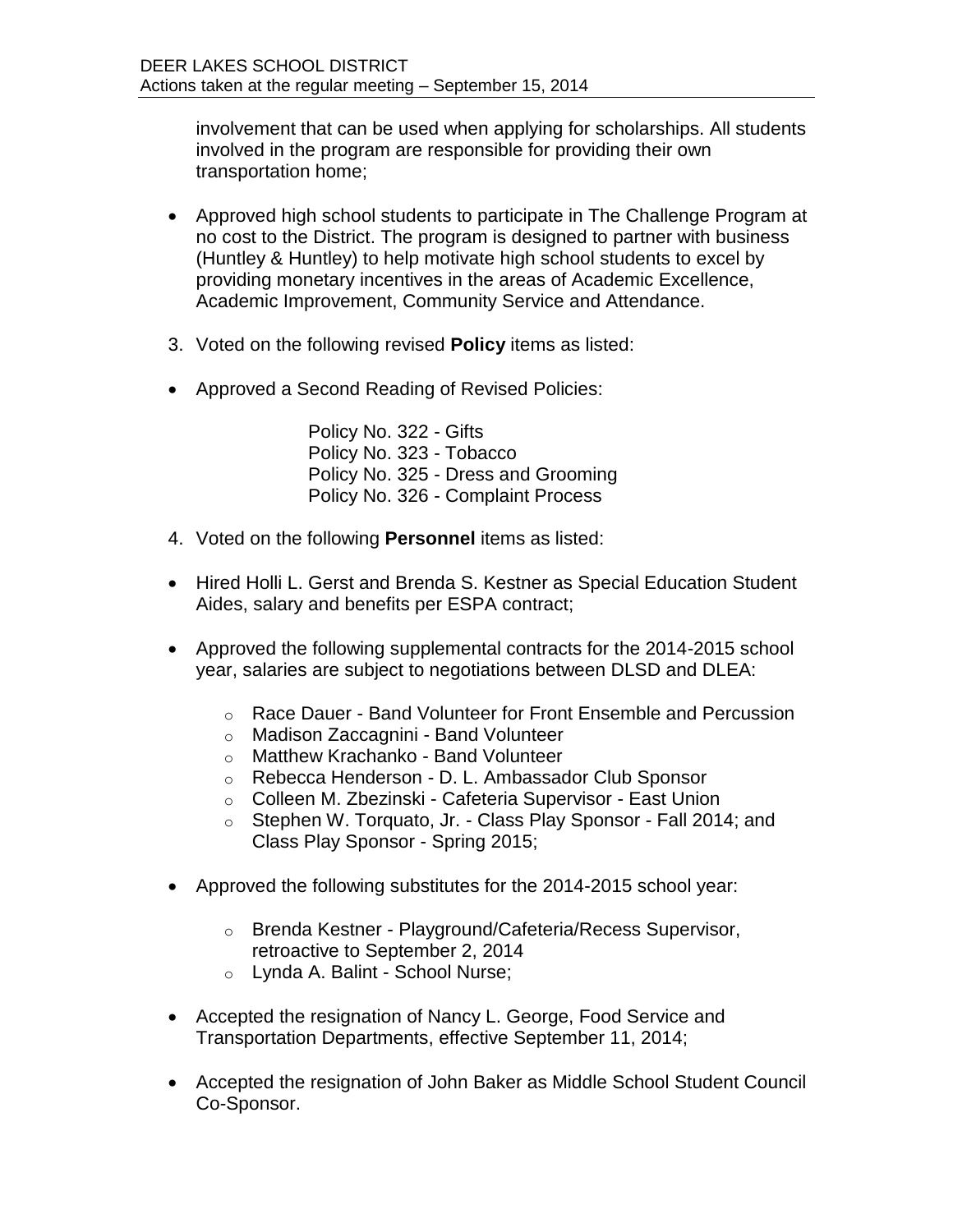involvement that can be used when applying for scholarships. All students involved in the program are responsible for providing their own transportation home;

- Approved high school students to participate in The Challenge Program at no cost to the District. The program is designed to partner with business (Huntley & Huntley) to help motivate high school students to excel by providing monetary incentives in the areas of Academic Excellence, Academic Improvement, Community Service and Attendance.

3. Voted on the following revised **Policy** items as listed:

- Approved a Second Reading of Revised Policies:

  Policy No. 322 - Gifts
  Policy No. 323 - Tobacco
  Policy No. 325 - Dress and Grooming
  Policy No. 326 - Complaint Process

4. Voted on the following **Personnel** items as listed:

- Hired Holli L. Gerst and Brenda S. Kestner as Special Education Student Aides, salary and benefits per ESPA contract;

- Approved the following supplemental contracts for the 2014-2015 school year, salaries are subject to negotiations between DLSD and DLEA:
  - Race Dauer - Band Volunteer for Front Ensemble and Percussion
  - Madison Zaccagnini - Band Volunteer
  - Matthew Krachanko - Band Volunteer
  - Rebecca Henderson - D. L. Ambassador Club Sponsor
  - Colleen M. Zbezinski - Cafeteria Supervisor - East Union
  - Stephen W. Torquato, Jr. - Class Play Sponsor - Fall 2014; and Class Play Sponsor - Spring 2015;

- Approved the following substitutes for the 2014-2015 school year:
  - Brenda Kestner - Playground/Cafeteria/Recess Supervisor, retroactive to September 2, 2014
  - Lynda A. Balint - School Nurse;

- Accepted the resignation of Nancy L. George, Food Service and Transportation Departments, effective September 11, 2014;

- Accepted the resignation of John Baker as Middle School Student Council Co-Sponsor.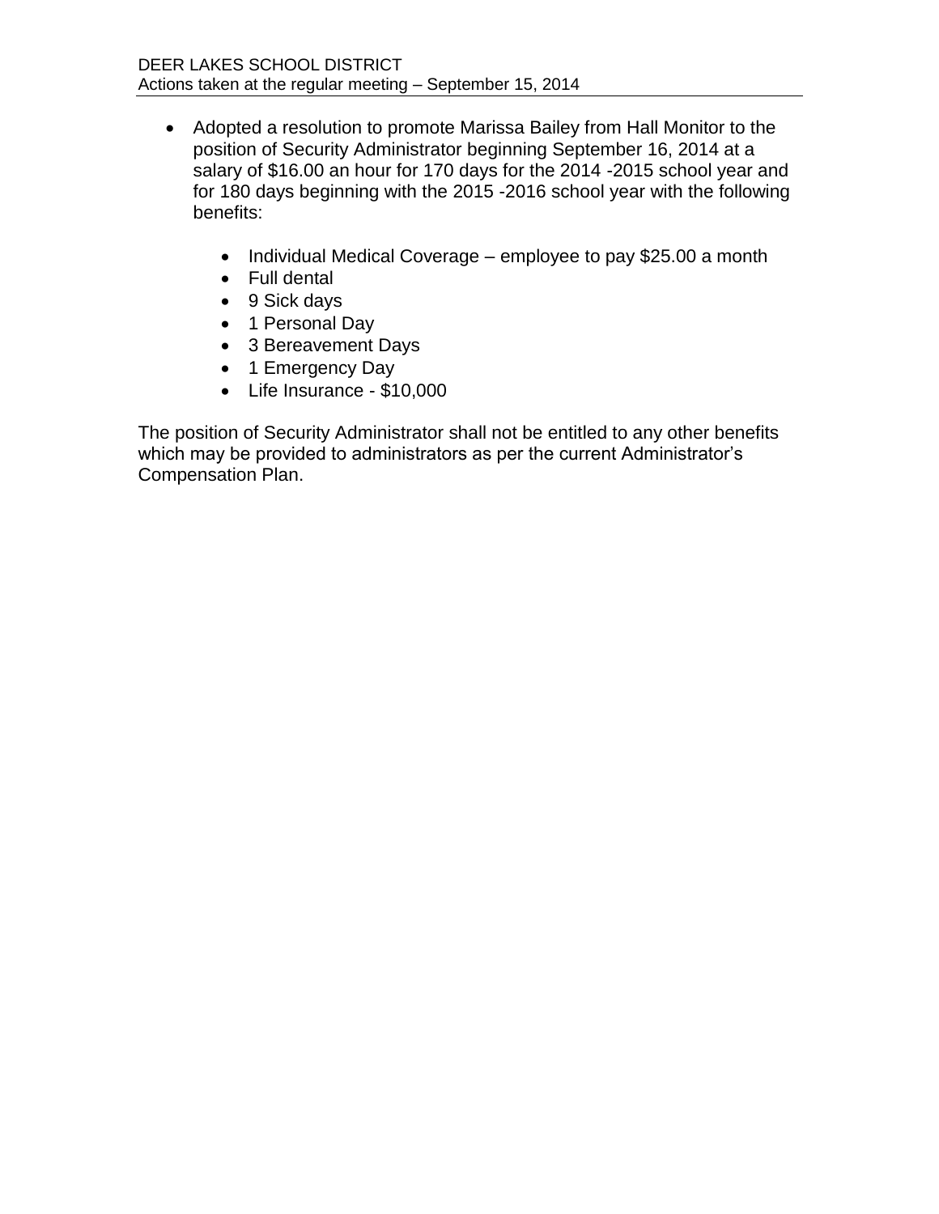- Adopted a resolution to promote Marissa Bailey from Hall Monitor to the position of Security Administrator beginning September 16, 2014 at a salary of $16.00 an hour for 170 days for the 2014 -2015 school year and for 180 days beginning with the 2015 -2016 school year with the following benefits:

    - Individual Medical Coverage – employee to pay $25.00 a month
    - Full dental
    - 9 Sick days
    - 1 Personal Day
    - 3 Bereavement Days
    - 1 Emergency Day
    - Life Insurance - $10,000

The position of Security Administrator shall not be entitled to any other benefits which may be provided to administrators as per the current Administrator's Compensation Plan.